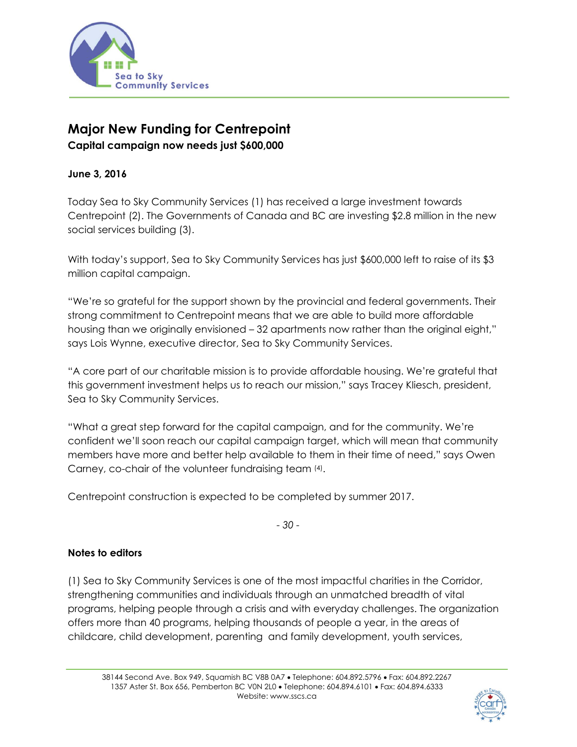# Major New Funding for Centrepoint

**Capital campaign now needs just $600,000**

**June 3, 2016**

Today Sea to Sky Community Services (1) has received a large investment towards Centrepoint (2). The Governments of Canada and BC are investing $2.8 million in the new social services building (3).

With today's support, Sea to Sky Community Services has just $600,000 left to raise of its $3 million capital campaign.

"We're so grateful for the support shown by the provincial and federal governments. Their strong commitment to Centrepoint means that we are able to build more affordable housing than we originally envisioned – 32 apartments now rather than the original eight," says Lois Wynne, executive director, Sea to Sky Community Services.

"A core part of our charitable mission is to provide affordable housing. We're grateful that this government investment helps us to reach our mission," says Tracey Kliesch, president, Sea to Sky Community Services.

"What a great step forward for the capital campaign, and for the community. We're confident we'll soon reach our capital campaign target, which will mean that community members have more and better help available to them in their time of need," says Owen Carney, co-chair of the volunteer fundraising team (4).

Centrepoint construction is expected to be completed by summer 2017.

*- 30 -*

**Notes to editors**

(1) Sea to Sky Community Services is one of the most impactful charities in the Corridor, strengthening communities and individuals through an unmatched breadth of vital programs, helping people through a crisis and with everyday challenges. The organization offers more than 40 programs, helping thousands of people a year, in the areas of childcare, child development, parenting and family development, youth services,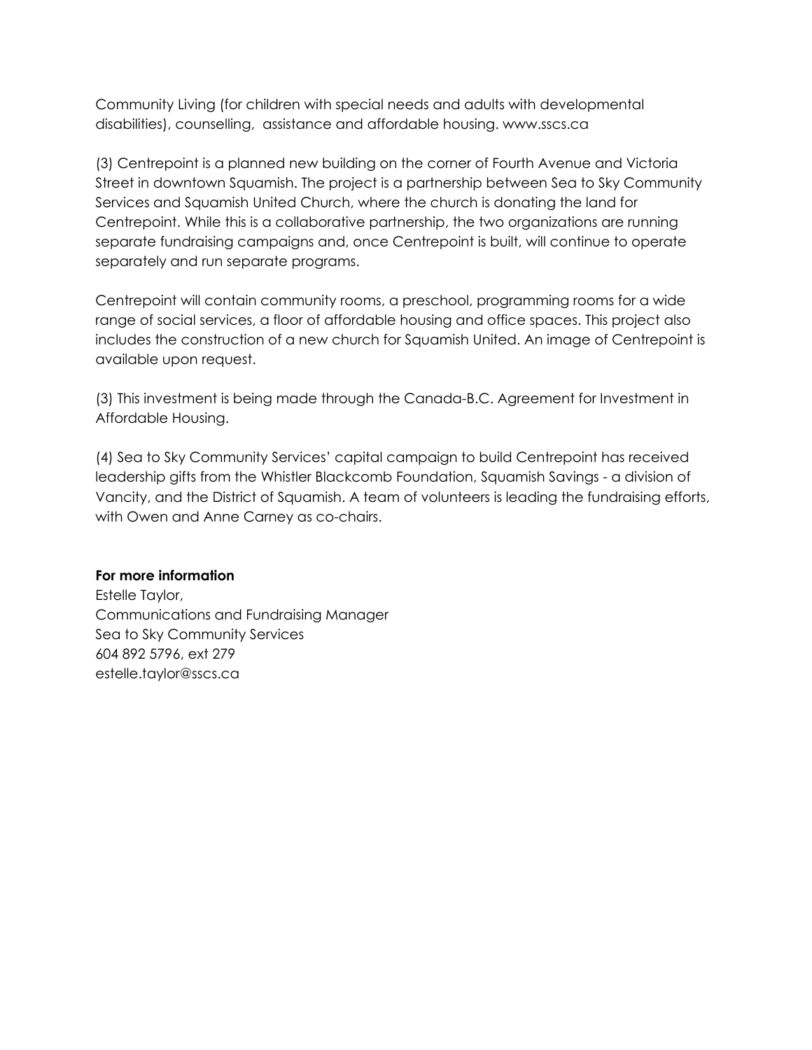Community Living (for children with special needs and adults with developmental disabilities), counselling, assistance and affordable housing. www.sscs.ca

(3) Centrepoint is a planned new building on the corner of Fourth Avenue and Victoria Street in downtown Squamish. The project is a partnership between Sea to Sky Community Services and Squamish United Church, where the church is donating the land for Centrepoint. While this is a collaborative partnership, the two organizations are running separate fundraising campaigns and, once Centrepoint is built, will continue to operate separately and run separate programs.

Centrepoint will contain community rooms, a preschool, programming rooms for a wide range of social services, a floor of affordable housing and office spaces. This project also includes the construction of a new church for Squamish United. An image of Centrepoint is available upon request.

(3) This investment is being made through the Canada-B.C. Agreement for Investment in Affordable Housing.

(4) Sea to Sky Community Services' capital campaign to build Centrepoint has received leadership gifts from the Whistler Blackcomb Foundation, Squamish Savings - a division of Vancity, and the District of Squamish. A team of volunteers is leading the fundraising efforts, with Owen and Anne Carney as co-chairs.

**For more information**
Estelle Taylor,
Communications and Fundraising Manager
Sea to Sky Community Services
604 892 5796, ext 279
estelle.taylor@sscs.ca